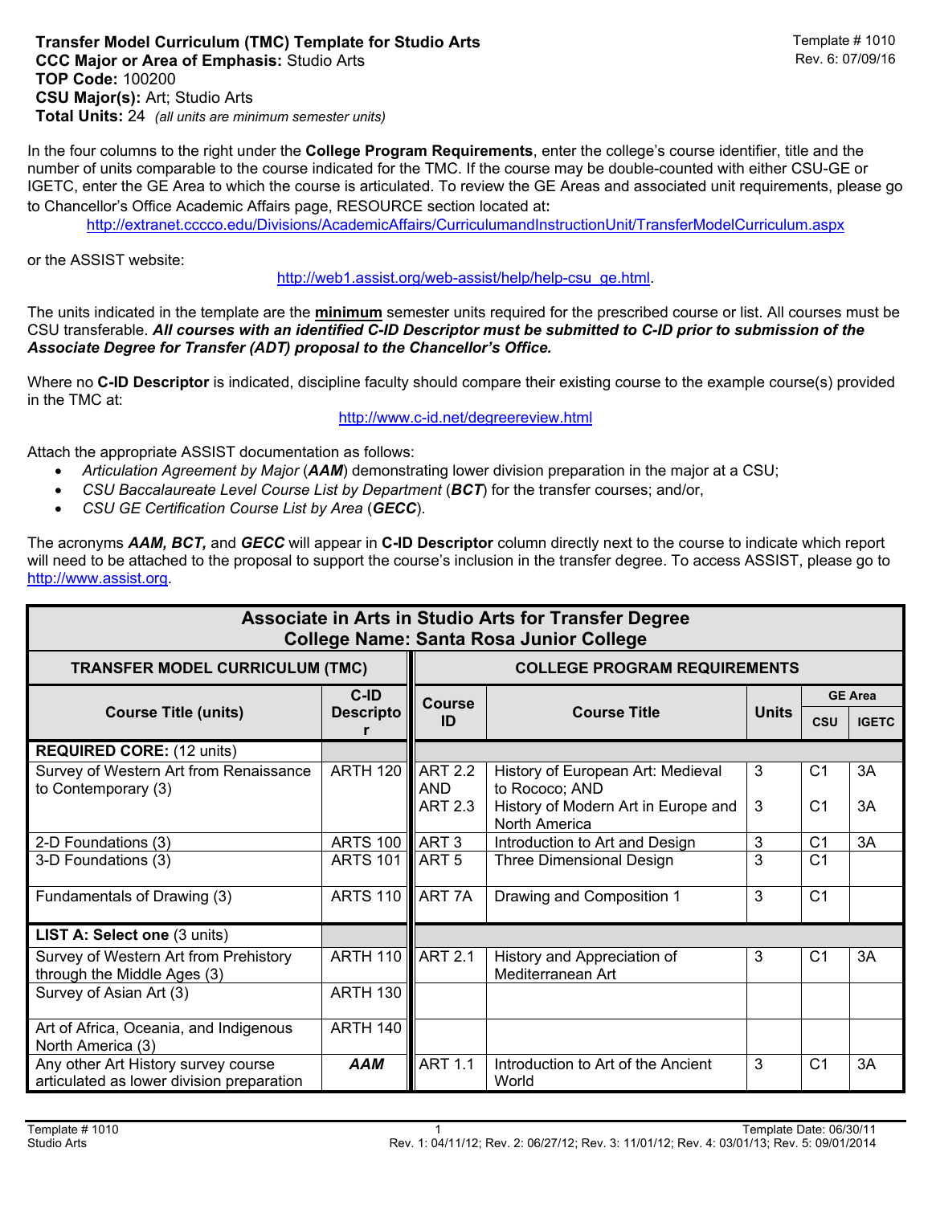**Transfer Model Curriculum (TMC) Template for Studio Arts**
**CCC Major or Area of Emphasis:** Studio Arts
**TOP Code:** 100200
**CSU Major(s):** Art; Studio Arts
**Total Units:** 24 *(all units are minimum semester units)*

Template # 1010
Rev. 6: 07/09/16

In the four columns to the right under the **College Program Requirements**, enter the college's course identifier, title and the number of units comparable to the course indicated for the TMC. If the course may be double-counted with either CSU-GE or IGETC, enter the GE Area to which the course is articulated. To review the GE Areas and associated unit requirements, please go to Chancellor's Office Academic Affairs page, RESOURCE section located at**:**

http://extranet.cccco.edu/Divisions/AcademicAffairs/CurriculumandInstructionUnit/TransferModelCurriculum.aspx

or the ASSIST website:

http://web1.assist.org/web-assist/help/help-csu_ge.html.

The units indicated in the template are the **minimum** semester units required for the prescribed course or list. All courses must be CSU transferable. ***All courses with an identified C-ID Descriptor must be submitted to C-ID prior to submission of the Associate Degree for Transfer (ADT) proposal to the Chancellor's Office.***

Where no **C-ID Descriptor** is indicated, discipline faculty should compare their existing course to the example course(s) provided in the TMC at:

http://www.c-id.net/degreereview.html

Attach the appropriate ASSIST documentation as follows:

- *Articulation Agreement by Major* (***AAM***) demonstrating lower division preparation in the major at a CSU;
- *CSU Baccalaureate Level Course List by Department* (***BCT***) for the transfer courses; and/or,
- *CSU GE Certification Course List by Area* (***GECC***).

The acronyms ***AAM, BCT,*** and ***GECC*** will appear in **C-ID Descriptor** column directly next to the course to indicate which report will need to be attached to the proposal to support the course's inclusion in the transfer degree. To access ASSIST, please go to http://www.assist.org.

**Associate in Arts in Studio Arts for Transfer Degree**
**College Name: Santa Rosa Junior College**

| TRANSFER MODEL CURRICULUM (TMC) | | COLLEGE PROGRAM REQUIREMENTS | | | | |
|---|---|---|---|---|---|---|
| Course Title (units) | C-ID Descriptor | Course ID | Course Title | Units | GE Area CSU | GE Area IGETC |
| **REQUIRED CORE:** (12 units) | | | | | | |
| Survey of Western Art from Renaissance to Contemporary (3) | ARTH 120 | ART 2.2 AND ART 2.3 | History of European Art: Medieval to Rococo; AND History of Modern Art in Europe and North America | 3<br>3 | C1<br>C1 | 3A<br>3A |
| 2-D Foundations (3) | ARTS 100 | ART 3 | Introduction to Art and Design | 3 | C1 | 3A |
| 3-D Foundations (3) | ARTS 101 | ART 5 | Three Dimensional Design | 3 | C1 | |
| Fundamentals of Drawing (3) | ARTS 110 | ART 7A | Drawing and Composition 1 | 3 | C1 | |
| **LIST A: Select one** (3 units) | | | | | | |
| Survey of Western Art from Prehistory through the Middle Ages (3) | ARTH 110 | ART 2.1 | History and Appreciation of Mediterranean Art | 3 | C1 | 3A |
| Survey of Asian Art (3) | ARTH 130 | | | | | |
| Art of Africa, Oceania, and Indigenous North America (3) | ARTH 140 | | | | | |
| Any other Art History survey course articulated as lower division preparation | ***AAM*** | ART 1.1 | Introduction to Art of the Ancient World | 3 | C1 | 3A |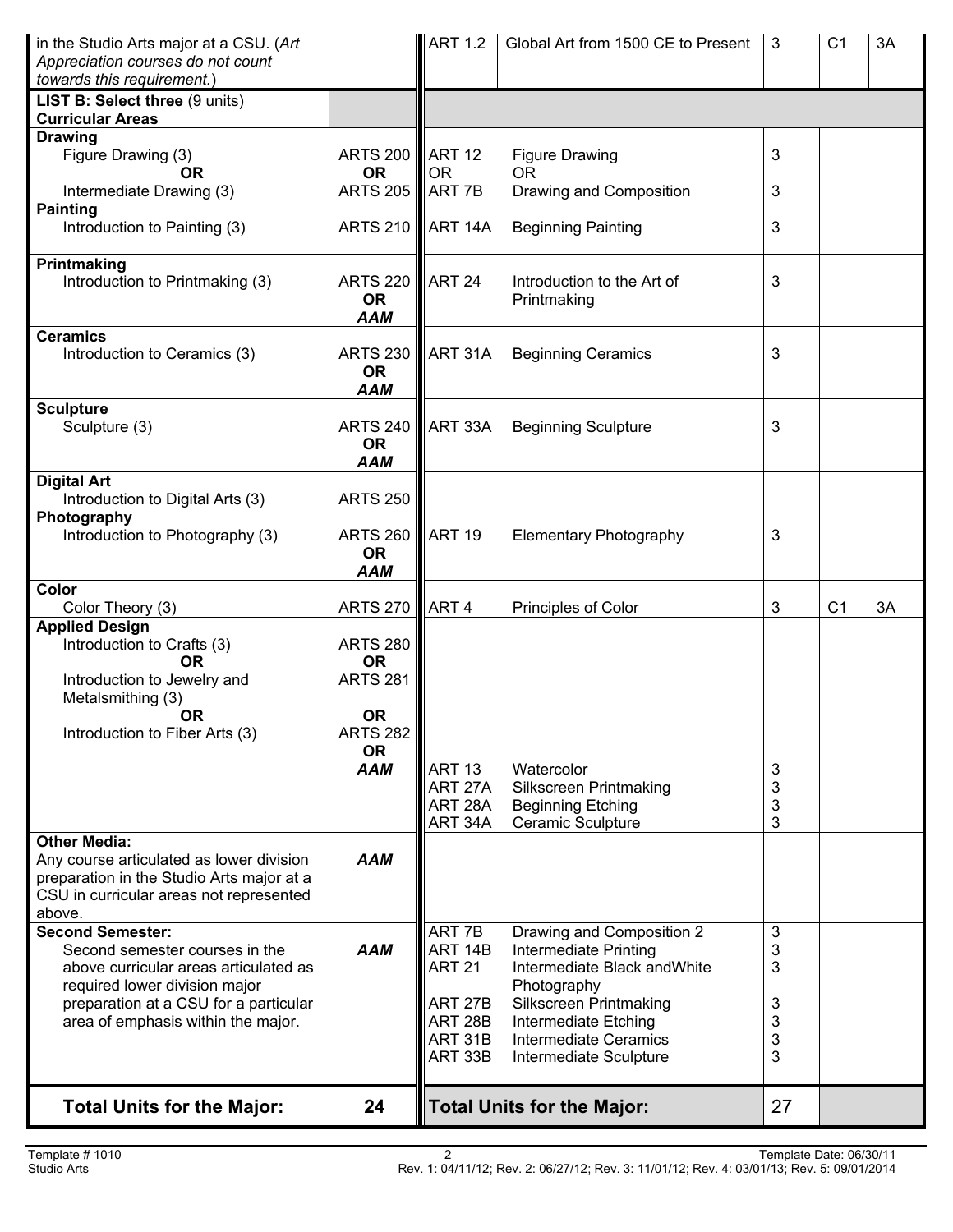| | | | | | | |
|---|---|---|---|---|---|---|
| in the Studio Arts major at a CSU. (*Art Appreciation courses do not count towards this requirement.*) | | ART 1.2 | Global Art from 1500 CE to Present | 3 | C1 | 3A |
| **LIST B: Select three** (9 units) **Curricular Areas** | | | | | | |
| **Drawing** Figure Drawing (3) **OR** Intermediate Drawing (3) | ARTS 200 **OR** ARTS 205 | ART 12 OR ART 7B | Figure Drawing OR Drawing and Composition | 3<br>3 | | |
| **Painting** Introduction to Painting (3) | ARTS 210 | ART 14A | Beginning Painting | 3 | | |
| **Printmaking** Introduction to Printmaking (3) | ARTS 220 **OR** ***AAM*** | ART 24 | Introduction to the Art of Printmaking | 3 | | |
| **Ceramics** Introduction to Ceramics (3) | ARTS 230 **OR** ***AAM*** | ART 31A | Beginning Ceramics | 3 | | |
| **Sculpture** Sculpture (3) | ARTS 240 **OR** ***AAM*** | ART 33A | Beginning Sculpture | 3 | | |
| **Digital Art** Introduction to Digital Arts (3) | ARTS 250 | | | | | |
| **Photography** Introduction to Photography (3) | ARTS 260 **OR** ***AAM*** | ART 19 | Elementary Photography | 3 | | |
| **Color** Color Theory (3) | ARTS 270 | ART 4 | Principles of Color | 3 | C1 | 3A |
| **Applied Design** Introduction to Crafts (3) **OR** Introduction to Jewelry and Metalsmithing (3) **OR** Introduction to Fiber Arts (3) | ARTS 280 **OR** ARTS 281 **OR** ARTS 282 **OR** ***AAM*** | ART 13<br>ART 27A<br>ART 28A<br>ART 34A | Watercolor<br>Silkscreen Printmaking<br>Beginning Etching<br>Ceramic Sculpture | 3<br>3<br>3<br>3 | | |
| **Other Media:** Any course articulated as lower division preparation in the Studio Arts major at a CSU in curricular areas not represented above. | ***AAM*** | | | | | |
| **Second Semester:** Second semester courses in the above curricular areas articulated as required lower division major preparation at a CSU for a particular area of emphasis within the major. | ***AAM*** | ART 7B<br>ART 14B<br>ART 21<br>ART 27B<br>ART 28B<br>ART 31B<br>ART 33B | Drawing and Composition 2<br>Intermediate Printing<br>Intermediate Black andWhite Photography<br>Silkscreen Printmaking<br>Intermediate Etching<br>Intermediate Ceramics<br>Intermediate Sculpture | 3<br>3<br>3<br>3<br>3<br>3<br>3 | | |
| **Total Units for the Major:** | **24** | **Total Units for the Major:** | | 27 | | |

Template # 1010 Studio Arts

Template Date: 06/30/11
Rev. 1: 04/11/12; Rev. 2: 06/27/12; Rev. 3: 11/01/12; Rev. 4: 03/01/13; Rev. 5: 09/01/2014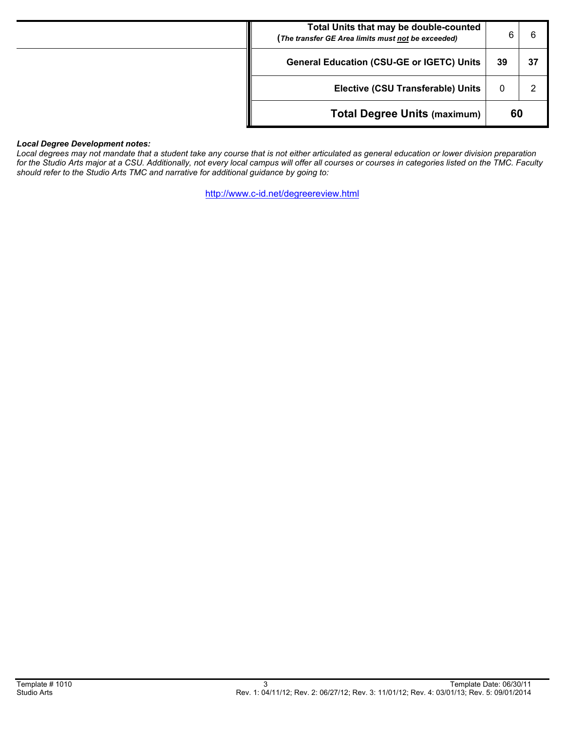| | | | |
|---|---|---|---|
| | **Total Units that may be double-counted** (*The transfer GE Area limits must not be exceeded)* | 6 | 6 |
| | **General Education (CSU-GE or IGETC) Units** | **39** | **37** |
| | **Elective (CSU Transferable) Units** | 0 | 2 |
| | **Total Degree Units (maximum)** | **60** | |

***Local Degree Development notes:***

*Local degrees may not mandate that a student take any course that is not either articulated as general education or lower division preparation for the Studio Arts major at a CSU. Additionally, not every local campus will offer all courses or courses in categories listed on the TMC. Faculty should refer to the Studio Arts TMC and narrative for additional guidance by going to:*

http://www.c-id.net/degreereview.html

Template # 1010
Studio Arts

Template Date: 06/30/11
Rev. 1: 04/11/12; Rev. 2: 06/27/12; Rev. 3: 11/01/12; Rev. 4: 03/01/13; Rev. 5: 09/01/2014